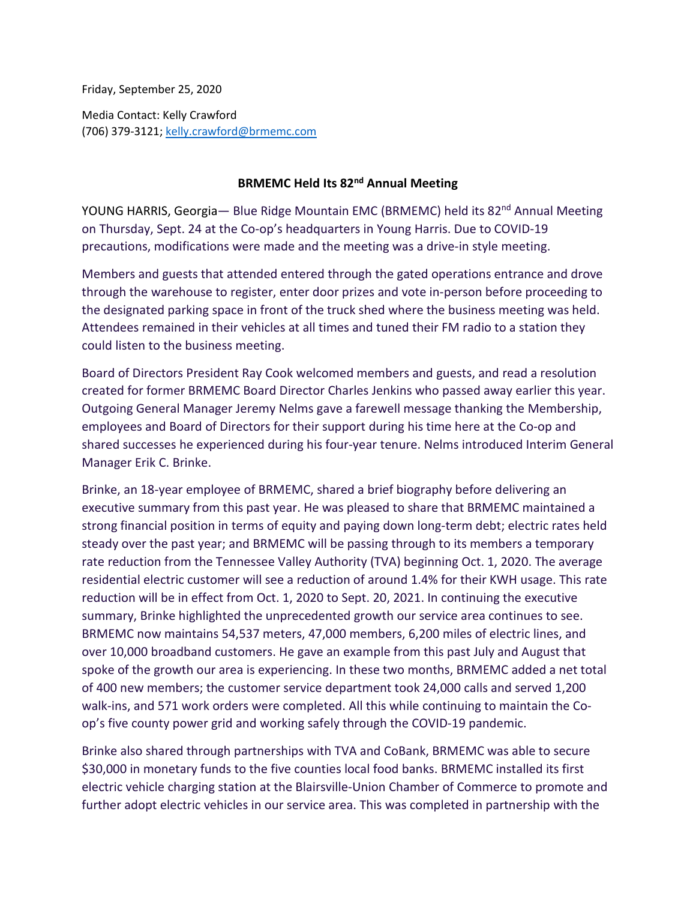Friday, September 25, 2020

Media Contact: Kelly Crawford
(706) 379-3121; kelly.crawford@brmemc.com

# BRMEMC Held Its 82nd Annual Meeting

YOUNG HARRIS, Georgia— Blue Ridge Mountain EMC (BRMEMC) held its 82nd Annual Meeting on Thursday, Sept. 24 at the Co-op's headquarters in Young Harris. Due to COVID-19 precautions, modifications were made and the meeting was a drive-in style meeting.

Members and guests that attended entered through the gated operations entrance and drove through the warehouse to register, enter door prizes and vote in-person before proceeding to the designated parking space in front of the truck shed where the business meeting was held. Attendees remained in their vehicles at all times and tuned their FM radio to a station they could listen to the business meeting.

Board of Directors President Ray Cook welcomed members and guests, and read a resolution created for former BRMEMC Board Director Charles Jenkins who passed away earlier this year. Outgoing General Manager Jeremy Nelms gave a farewell message thanking the Membership, employees and Board of Directors for their support during his time here at the Co-op and shared successes he experienced during his four-year tenure. Nelms introduced Interim General Manager Erik C. Brinke.

Brinke, an 18-year employee of BRMEMC, shared a brief biography before delivering an executive summary from this past year. He was pleased to share that BRMEMC maintained a strong financial position in terms of equity and paying down long-term debt; electric rates held steady over the past year; and BRMEMC will be passing through to its members a temporary rate reduction from the Tennessee Valley Authority (TVA) beginning Oct. 1, 2020. The average residential electric customer will see a reduction of around 1.4% for their KWH usage. This rate reduction will be in effect from Oct. 1, 2020 to Sept. 20, 2021. In continuing the executive summary, Brinke highlighted the unprecedented growth our service area continues to see. BRMEMC now maintains 54,537 meters, 47,000 members, 6,200 miles of electric lines, and over 10,000 broadband customers. He gave an example from this past July and August that spoke of the growth our area is experiencing. In these two months, BRMEMC added a net total of 400 new members; the customer service department took 24,000 calls and served 1,200 walk-ins, and 571 work orders were completed. All this while continuing to maintain the Co-op's five county power grid and working safely through the COVID-19 pandemic.

Brinke also shared through partnerships with TVA and CoBank, BRMEMC was able to secure $30,000 in monetary funds to the five counties local food banks. BRMEMC installed its first electric vehicle charging station at the Blairsville-Union Chamber of Commerce to promote and further adopt electric vehicles in our service area. This was completed in partnership with the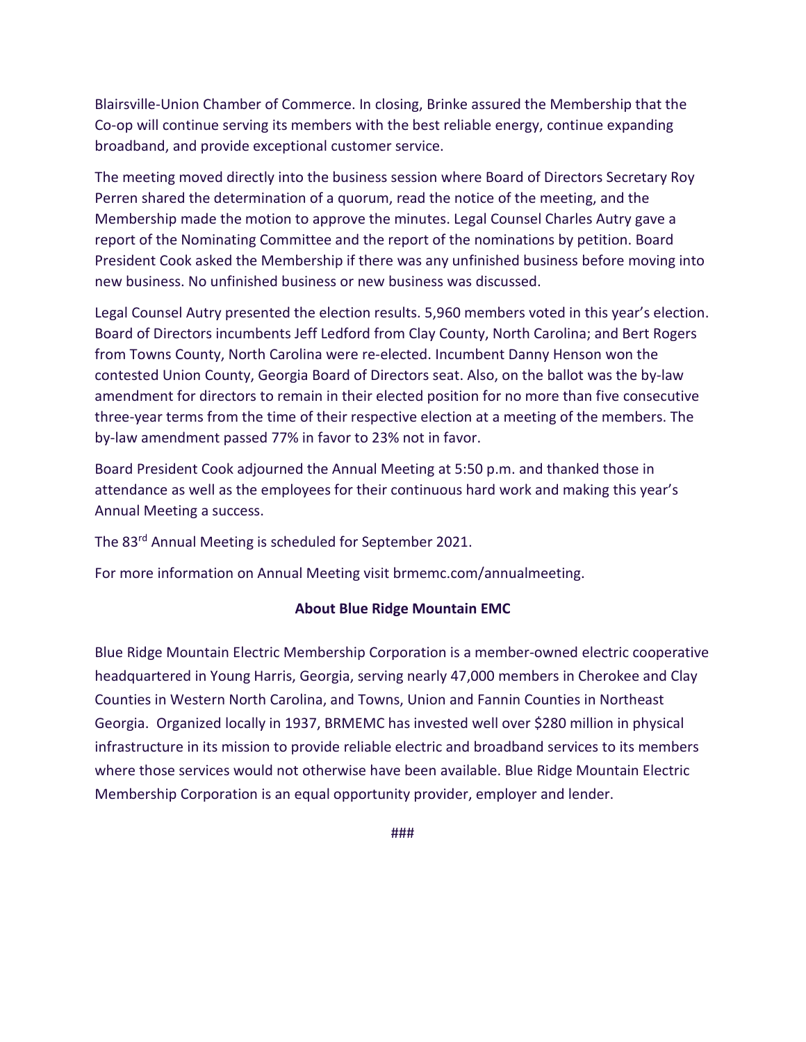Blairsville-Union Chamber of Commerce. In closing, Brinke assured the Membership that the Co-op will continue serving its members with the best reliable energy, continue expanding broadband, and provide exceptional customer service.

The meeting moved directly into the business session where Board of Directors Secretary Roy Perren shared the determination of a quorum, read the notice of the meeting, and the Membership made the motion to approve the minutes. Legal Counsel Charles Autry gave a report of the Nominating Committee and the report of the nominations by petition. Board President Cook asked the Membership if there was any unfinished business before moving into new business. No unfinished business or new business was discussed.

Legal Counsel Autry presented the election results. 5,960 members voted in this year's election. Board of Directors incumbents Jeff Ledford from Clay County, North Carolina; and Bert Rogers from Towns County, North Carolina were re-elected. Incumbent Danny Henson won the contested Union County, Georgia Board of Directors seat. Also, on the ballot was the by-law amendment for directors to remain in their elected position for no more than five consecutive three-year terms from the time of their respective election at a meeting of the members. The by-law amendment passed 77% in favor to 23% not in favor.

Board President Cook adjourned the Annual Meeting at 5:50 p.m. and thanked those in attendance as well as the employees for their continuous hard work and making this year's Annual Meeting a success.

The 83rd Annual Meeting is scheduled for September 2021.

For more information on Annual Meeting visit brmemc.com/annualmeeting.

**About Blue Ridge Mountain EMC**

Blue Ridge Mountain Electric Membership Corporation is a member-owned electric cooperative headquartered in Young Harris, Georgia, serving nearly 47,000 members in Cherokee and Clay Counties in Western North Carolina, and Towns, Union and Fannin Counties in Northeast Georgia. Organized locally in 1937, BRMEMC has invested well over $280 million in physical infrastructure in its mission to provide reliable electric and broadband services to its members where those services would not otherwise have been available. Blue Ridge Mountain Electric Membership Corporation is an equal opportunity provider, employer and lender.

###